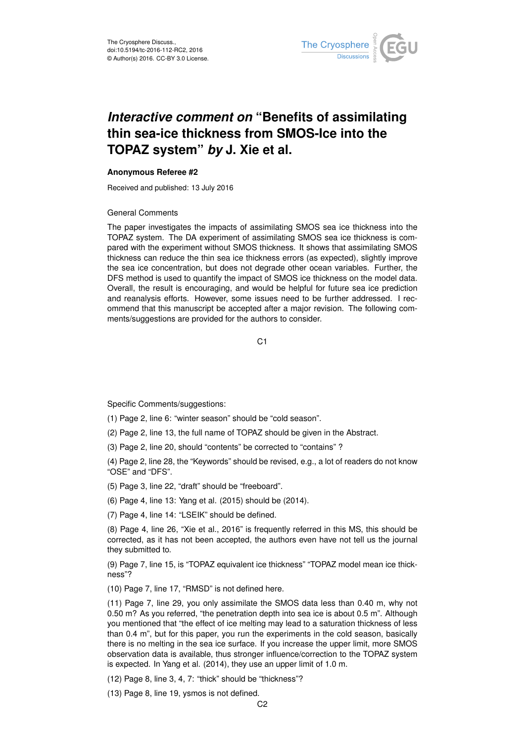The Cryosphere Discuss.,
doi:10.5194/tc-2016-112-RC2, 2016
© Author(s) 2016. CC-BY 3.0 License.

# *Interactive comment on* "Benefits of assimilating thin sea-ice thickness from SMOS-Ice into the TOPAZ system" *by* J. Xie et al.

**Anonymous Referee #2**

Received and published: 13 July 2016

General Comments

The paper investigates the impacts of assimilating SMOS sea ice thickness into the TOPAZ system. The DA experiment of assimilating SMOS sea ice thickness is compared with the experiment without SMOS thickness. It shows that assimilating SMOS thickness can reduce the thin sea ice thickness errors (as expected), slightly improve the sea ice concentration, but does not degrade other ocean variables. Further, the DFS method is used to quantify the impact of SMOS ice thickness on the model data. Overall, the result is encouraging, and would be helpful for future sea ice prediction and reanalysis efforts. However, some issues need to be further addressed. I recommend that this manuscript be accepted after a major revision. The following comments/suggestions are provided for the authors to consider.

Specific Comments/suggestions:

(1) Page 2, line 6: "winter season" should be "cold season".

(2) Page 2, line 13, the full name of TOPAZ should be given in the Abstract.

(3) Page 2, line 20, should "contents" be corrected to "contains" ?

(4) Page 2, line 28, the "Keywords" should be revised, e.g., a lot of readers do not know "OSE" and "DFS".

(5) Page 3, line 22, "draft" should be "freeboard".

(6) Page 4, line 13: Yang et al. (2015) should be (2014).

(7) Page 4, line 14: "LSEIK" should be defined.

(8) Page 4, line 26, "Xie et al., 2016" is frequently referred in this MS, this should be corrected, as it has not been accepted, the authors even have not tell us the journal they submitted to.

(9) Page 7, line 15, is "TOPAZ equivalent ice thickness" "TOPAZ model mean ice thickness"?

(10) Page 7, line 17, "RMSD" is not defined here.

(11) Page 7, line 29, you only assimilate the SMOS data less than 0.40 m, why not 0.50 m? As you referred, "the penetration depth into sea ice is about 0.5 m". Although you mentioned that "the effect of ice melting may lead to a saturation thickness of less than 0.4 m", but for this paper, you run the experiments in the cold season, basically there is no melting in the sea ice surface. If you increase the upper limit, more SMOS observation data is available, thus stronger influence/correction to the TOPAZ system is expected. In Yang et al. (2014), they use an upper limit of 1.0 m.

(12) Page 8, line 3, 4, 7: "thick" should be "thickness"?

(13) Page 8, line 19, ysmos is not defined.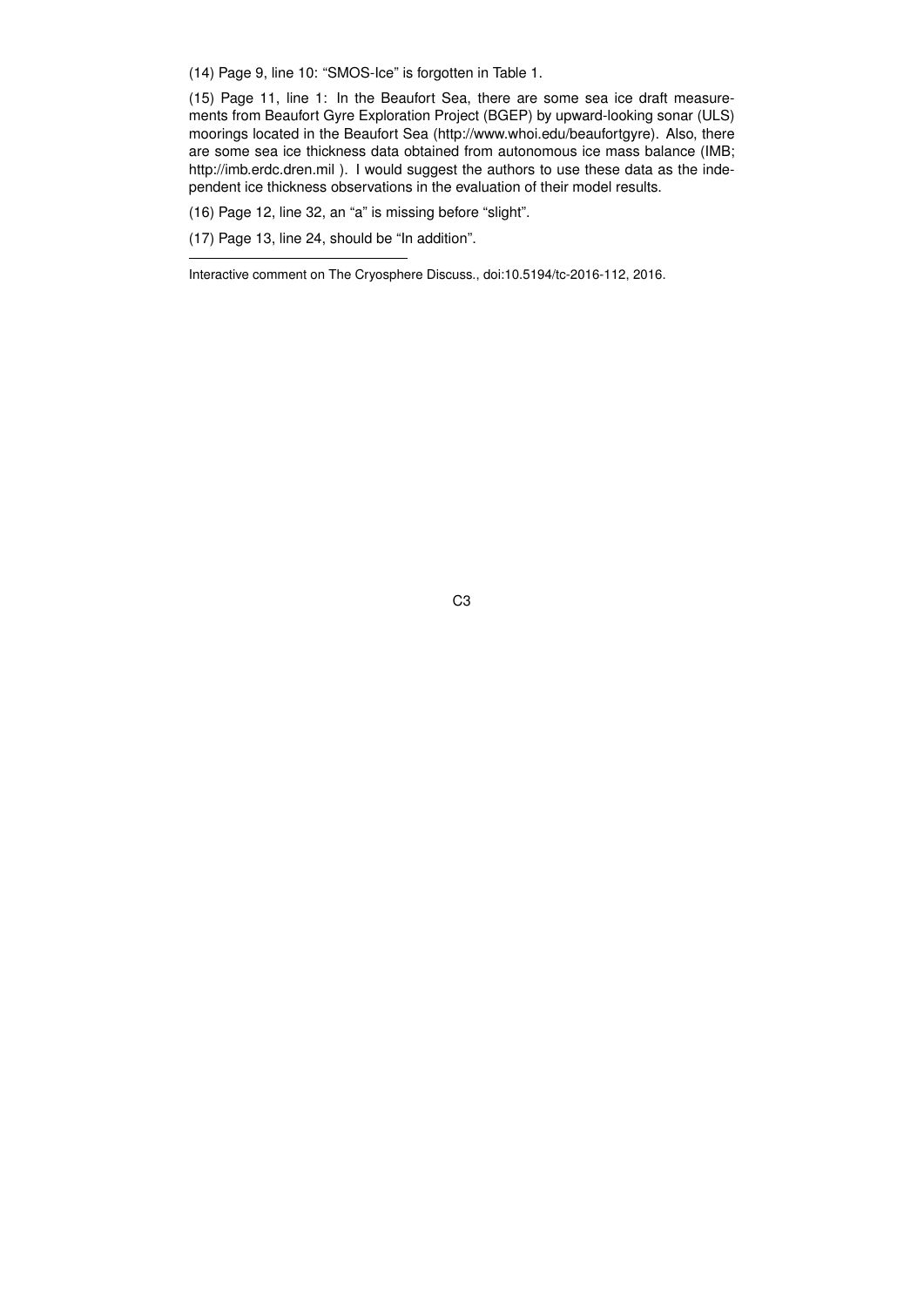(14) Page 9, line 10: "SMOS-Ice" is forgotten in Table 1.

(15) Page 11, line 1: In the Beaufort Sea, there are some sea ice draft measurements from Beaufort Gyre Exploration Project (BGEP) by upward-looking sonar (ULS) moorings located in the Beaufort Sea (http://www.whoi.edu/beaufortgyre). Also, there are some sea ice thickness data obtained from autonomous ice mass balance (IMB; http://imb.erdc.dren.mil ). I would suggest the authors to use these data as the independent ice thickness observations in the evaluation of their model results.

(16) Page 12, line 32, an "a" is missing before "slight".

(17) Page 13, line 24, should be "In addition".

---

Interactive comment on The Cryosphere Discuss., doi:10.5194/tc-2016-112, 2016.